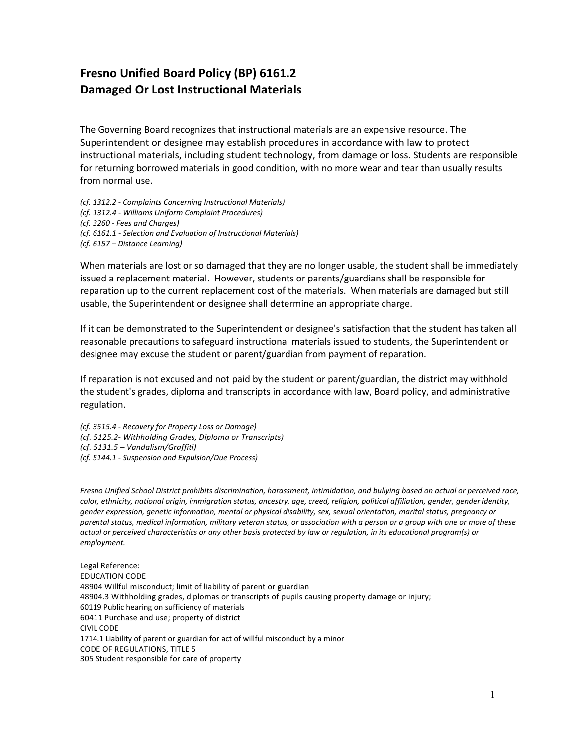# Fresno Unified Board Policy (BP) 6161.2
# Damaged Or Lost Instructional Materials

The Governing Board recognizes that instructional materials are an expensive resource. The Superintendent or designee may establish procedures in accordance with law to protect instructional materials, including student technology, from damage or loss. Students are responsible for returning borrowed materials in good condition, with no more wear and tear than usually results from normal use.

*(cf. 1312.2 - Complaints Concerning Instructional Materials)*
*(cf. 1312.4 - Williams Uniform Complaint Procedures)*
*(cf. 3260 - Fees and Charges)*
*(cf. 6161.1 - Selection and Evaluation of Instructional Materials)*
*(cf. 6157 – Distance Learning)*

When materials are lost or so damaged that they are no longer usable, the student shall be immediately issued a replacement material. However, students or parents/guardians shall be responsible for reparation up to the current replacement cost of the materials. When materials are damaged but still usable, the Superintendent or designee shall determine an appropriate charge.

If it can be demonstrated to the Superintendent or designee's satisfaction that the student has taken all reasonable precautions to safeguard instructional materials issued to students, the Superintendent or designee may excuse the student or parent/guardian from payment of reparation.

If reparation is not excused and not paid by the student or parent/guardian, the district may withhold the student's grades, diploma and transcripts in accordance with law, Board policy, and administrative regulation.

*(cf. 3515.4 - Recovery for Property Loss or Damage)*
*(cf. 5125.2- Withholding Grades, Diploma or Transcripts)*
*(cf. 5131.5 – Vandalism/Graffiti)*
*(cf. 5144.1 - Suspension and Expulsion/Due Process)*

*Fresno Unified School District prohibits discrimination, harassment, intimidation, and bullying based on actual or perceived race, color, ethnicity, national origin, immigration status, ancestry, age, creed, religion, political affiliation, gender, gender identity, gender expression, genetic information, mental or physical disability, sex, sexual orientation, marital status, pregnancy or parental status, medical information, military veteran status, or association with a person or a group with one or more of these actual or perceived characteristics or any other basis protected by law or regulation, in its educational program(s) or employment.*

Legal Reference:
EDUCATION CODE
48904 Willful misconduct; limit of liability of parent or guardian
48904.3 Withholding grades, diplomas or transcripts of pupils causing property damage or injury;
60119 Public hearing on sufficiency of materials
60411 Purchase and use; property of district
CIVIL CODE
1714.1 Liability of parent or guardian for act of willful misconduct by a minor
CODE OF REGULATIONS, TITLE 5
305 Student responsible for care of property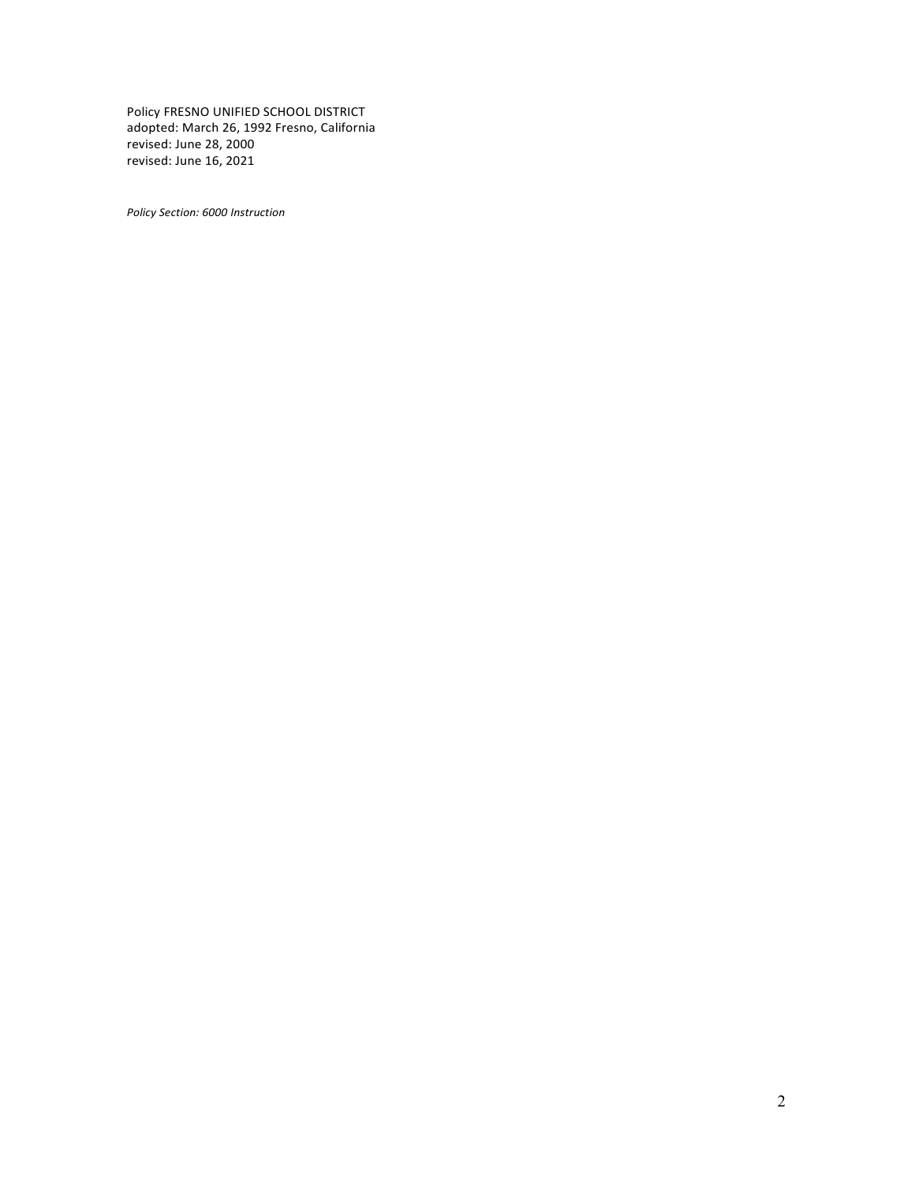Policy FRESNO UNIFIED SCHOOL DISTRICT
adopted: March 26, 1992 Fresno, California
revised: June 28, 2000
revised: June 16, 2021

*Policy Section: 6000 Instruction*